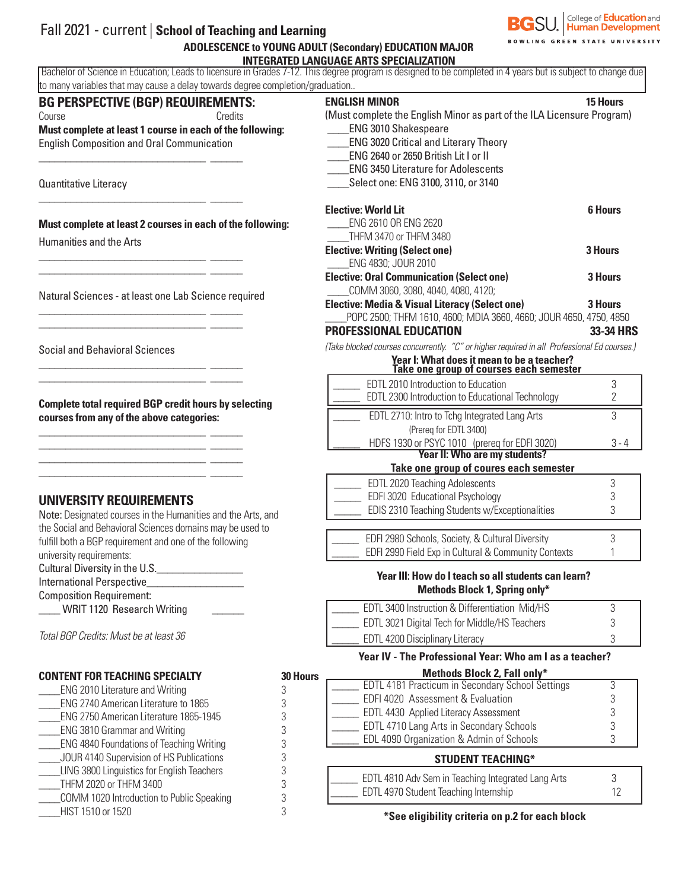Fall 2021 - current | **School of Teaching and Learning**

**ADOLESCENCE to YOUNG ADULT (Secondary) EDUCATION MAJOR**
**INTEGRATED LANGUAGE ARTS SPECIALIZATION**

BGSU. College of Education and Human Development — BOWLING GREEN STATE UNIVERSITY

Bachelor of Science in Education; Leads to licensure in Grades 7-12. This degree program is designed to be completed in 4 years but is subject to change due to many variables that may cause a delay towards degree completion/graduation..

## BG PERSPECTIVE (BGP) REQUIREMENTS:

Course Credits

**Must complete at least 1 course in each of the following:**

English Composition and Oral Communication

_______________________________ ______

Quantitative Literacy

_______________________________ ______

**Must complete at least 2 courses in each of the following:**

Humanities and the Arts

_______________________________ ______
_______________________________ ______

Natural Sciences - at least one Lab Science required

_______________________________ ______
_______________________________ ______

Social and Behavioral Sciences

_______________________________ ______
_______________________________ ______

**Complete total required BGP credit hours by selecting courses from any of the above categories:**

_______________________________ ______
_______________________________ ______
_______________________________ ______
_______________________________ ______

## UNIVERSITY REQUIREMENTS

Note: Designated courses in the Humanities and the Arts, and the Social and Behavioral Sciences domains may be used to fulfill both a BGP requirement and one of the following university requirements:

Cultural Diversity in the U.S.________________

International Perspective_________________

Composition Requirement:

____ WRIT 1120 Research Writing ______

*Total BGP Credits: Must be at least 36*

## CONTENT FOR TEACHING SPECIALTY — 30 Hours

| Course | Hours |
|---|---|
| ____ENG 2010 Literature and Writing | 3 |
| ____ENG 2740 American Literature to 1865 | 3 |
| ____ENG 2750 American Literature 1865-1945 | 3 |
| ____ENG 3810 Grammar and Writing | 3 |
| ____ENG 4840 Foundations of Teaching Writing | 3 |
| ____JOUR 4140 Supervision of HS Publications | 3 |
| ____LING 3800 Linguistics for English Teachers | 3 |
| ____THFM 2020 or THFM 3400 | 3 |
| ____COMM 1020 Introduction to Public Speaking | 3 |
| ____HIST 1510 or 1520 | 3 |

## ENGLISH MINOR — 15 Hours

(Must complete the English Minor as part of the ILA Licensure Program)

____ENG 3010 Shakespeare
____ENG 3020 Critical and Literary Theory
____ENG 2640 or 2650 British Lit I or II
____ENG 3450 Literature for Adolescents
____Select one: ENG 3100, 3110, or 3140

**Elective: World Lit — 6 Hours**

____ENG 2610 OR ENG 2620
____THFM 3470 or THFM 3480

**Elective: Writing (Select one) — 3 Hours**

____ENG 4830; JOUR 2010

**Elective: Oral Communication (Select one) — 3 Hours**

____COMM 3060, 3080, 4040, 4080, 4120;

**Elective: Media & Visual Literacy (Select one) — 3 Hours**

____POPC 2500; THFM 1610, 4600; MDIA 3660, 4660; JOUR 4650, 4750, 4850

## PROFESSIONAL EDUCATION — 33-34 HRS

*(Take blocked courses concurrently. "C" or higher required in all Professional Ed courses.)*

**Year I: What does it mean to be a teacher? Take one group of courses each semester**

| Course | Credits |
|---|---|
| _____ EDTL 2010 Introduction to Education | 3 |
| _____ EDTL 2300 Introduction to Educational Technology | 2 |
| _____ EDTL 2710: Intro to Tchg Integrated Lang Arts (Prereq for EDTL 3400) | 3 |
| _____ HDFS 1930 or PSYC 1010 (prereq for EDFI 3020) | 3 - 4 |

**Year II: Who are my students? Take one group of courses each semester**

| Course | Credits |
|---|---|
| _____ EDTL 2020 Teaching Adolescents | 3 |
| _____ EDFI 3020 Educational Psychology | 3 |
| _____ EDIS 2310 Teaching Students w/Exceptionalities | 3 |
| _____ EDFI 2980 Schools, Society, & Cultural Diversity | 3 |
| _____ EDFI 2990 Field Exp in Cultural & Community Contexts | 1 |

**Year III: How do I teach so all students can learn? Methods Block 1, Spring only***

| Course | Credits |
|---|---|
| _____ EDTL 3400 Instruction & Differentiation Mid/HS | 3 |
| _____ EDTL 3021 Digital Tech for Middle/HS Teachers | 3 |
| _____ EDTL 4200 Disciplinary Literacy | 3 |

**Year IV - The Professional Year: Who am I as a teacher? Methods Block 2, Fall only***

| Course | Credits |
|---|---|
| _____ EDTL 4181 Practicum in Secondary School Settings | 3 |
| _____ EDFI 4020 Assessment & Evaluation | 3 |
| _____ EDTL 4430 Applied Literacy Assessment | 3 |
| _____ EDTL 4710 Lang Arts in Secondary Schools | 3 |
| _____ EDL 4090 Organization & Admin of Schools | 3 |

**STUDENT TEACHING***

| Course | Credits |
|---|---|
| _____ EDTL 4810 Adv Sem in Teaching Integrated Lang Arts | 3 |
| _____ EDTL 4970 Student Teaching Internship | 12 |

**\*See eligibility criteria on p.2 for each block**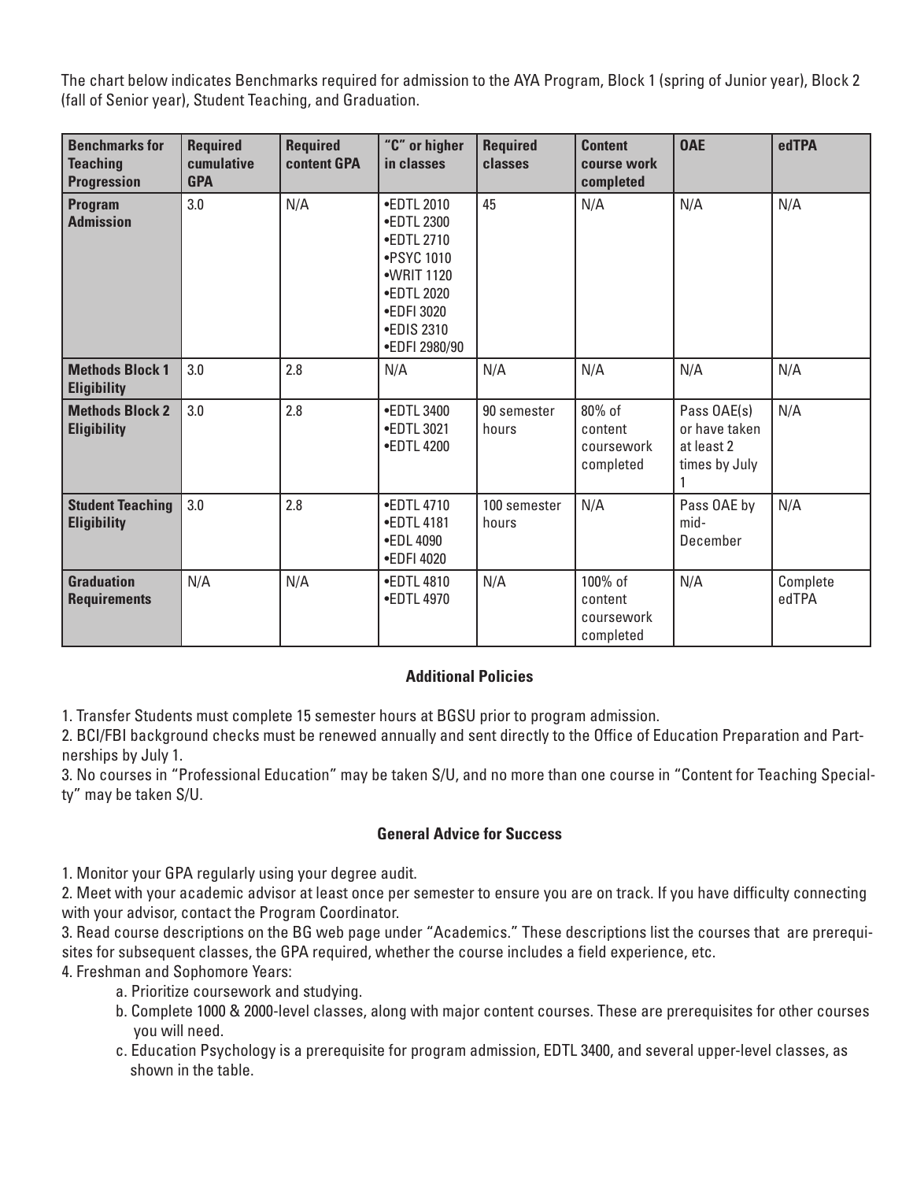The chart below indicates Benchmarks required for admission to the AYA Program, Block 1 (spring of Junior year), Block 2 (fall of Senior year), Student Teaching, and Graduation.

| Benchmarks for Teaching Progression | Required cumulative GPA | Required content GPA | "C" or higher in classes | Required classes | Content course work completed | OAE | edTPA |
|---|---|---|---|---|---|---|---|
| **Program Admission** | 3.0 | N/A | •EDTL 2010<br>•EDTL 2300<br>•EDTL 2710<br>•PSYC 1010<br>•WRIT 1120<br>•EDTL 2020<br>•EDFI 3020<br>•EDIS 2310<br>•EDFI 2980/90 | 45 | N/A | N/A | N/A |
| **Methods Block 1 Eligibility** | 3.0 | 2.8 | N/A | N/A | N/A | N/A | N/A |
| **Methods Block 2 Eligibility** | 3.0 | 2.8 | •EDTL 3400<br>•EDTL 3021<br>•EDTL 4200 | 90 semester hours | 80% of content coursework completed | Pass OAE(s) or have taken at least 2 times by July 1 | N/A |
| **Student Teaching Eligibility** | 3.0 | 2.8 | •EDTL 4710<br>•EDTL 4181<br>•EDL 4090<br>•EDFI 4020 | 100 semester hours | N/A | Pass OAE by mid-December | N/A |
| **Graduation Requirements** | N/A | N/A | •EDTL 4810<br>•EDTL 4970 | N/A | 100% of content coursework completed | N/A | Complete edTPA |

## Additional Policies

1. Transfer Students must complete 15 semester hours at BGSU prior to program admission.
2. BCI/FBI background checks must be renewed annually and sent directly to the Office of Education Preparation and Partnerships by July 1.
3. No courses in "Professional Education" may be taken S/U, and no more than one course in "Content for Teaching Specialty" may be taken S/U.

## General Advice for Success

1. Monitor your GPA regularly using your degree audit.
2. Meet with your academic advisor at least once per semester to ensure you are on track. If you have difficulty connecting with your advisor, contact the Program Coordinator.
3. Read course descriptions on the BG web page under "Academics." These descriptions list the courses that are prerequisites for subsequent classes, the GPA required, whether the course includes a field experience, etc.
4. Freshman and Sophomore Years:
   a. Prioritize coursework and studying.
   b. Complete 1000 & 2000-level classes, along with major content courses. These are prerequisites for other courses you will need.
   c. Education Psychology is a prerequisite for program admission, EDTL 3400, and several upper-level classes, as shown in the table.